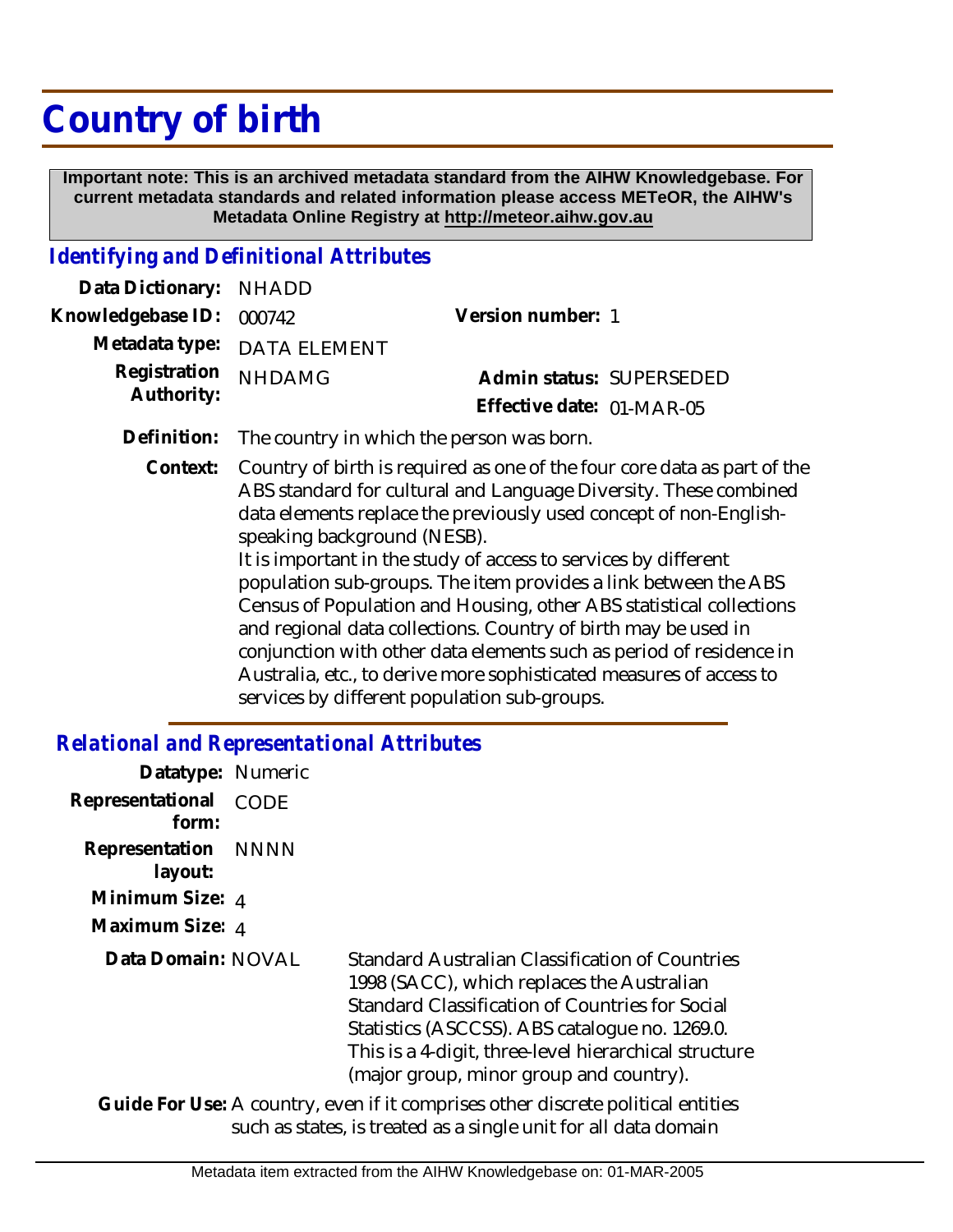# Country of birth

**Important note: This is an archived metadata standard from the AIHW Knowledgebase. For current metadata standards and related information please access METeOR, the AIHW's Metadata Online Registry at http://meteor.aihw.gov.au**

## *Identifying and Definitional Attributes*

**Data Dictionary:** NHADD

**Knowledgebase ID:** 000742

**Version number:** 1

**Metadata type:** DATA ELEMENT

**Registration Authority:** NHDAMG

**Admin status:** SUPERSEDED

**Effective date:** 01-MAR-05

**Definition:** The country in which the person was born.

**Context:** Country of birth is required as one of the four core data as part of the ABS standard for cultural and Language Diversity. These combined data elements replace the previously used concept of non-English-speaking background (NESB).
It is important in the study of access to services by different population sub-groups. The item provides a link between the ABS Census of Population and Housing, other ABS statistical collections and regional data collections. Country of birth may be used in conjunction with other data elements such as period of residence in Australia, etc., to derive more sophisticated measures of access to services by different population sub-groups.

## *Relational and Representational Attributes*

**Datatype:** Numeric

**Representational form:** CODE

**Representation layout:** NNNN

**Minimum Size:** 4

**Maximum Size:** 4

**Data Domain:** NOVAL — Standard Australian Classification of Countries 1998 (SACC), which replaces the Australian Standard Classification of Countries for Social Statistics (ASCCSS). ABS catalogue no. 1269.0. This is a 4-digit, three-level hierarchical structure (major group, minor group and country).

**Guide For Use:** A country, even if it comprises other discrete political entities such as states, is treated as a single unit for all data domain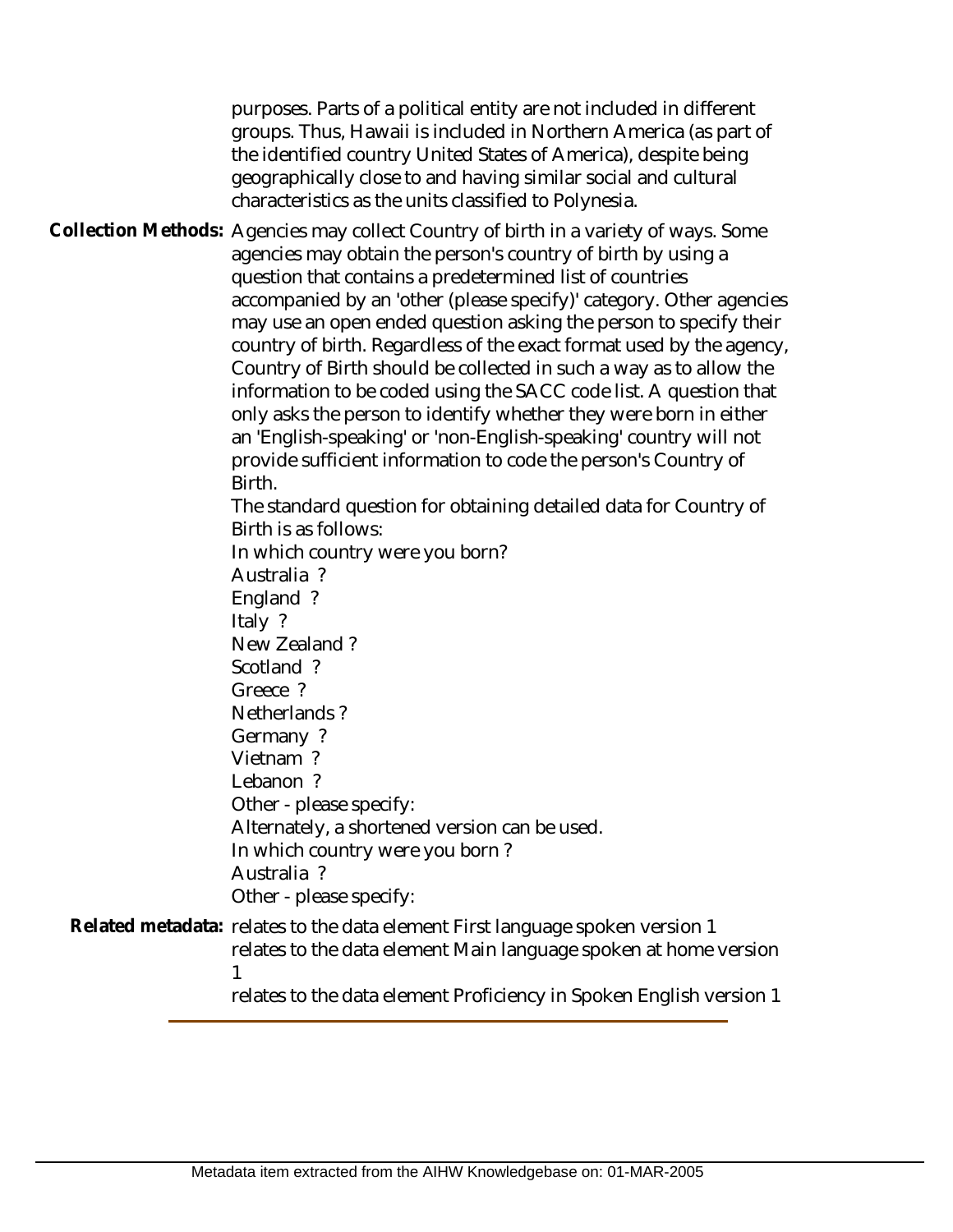purposes. Parts of a political entity are not included in different groups. Thus, Hawaii is included in Northern America (as part of the identified country United States of America), despite being geographically close to and having similar social and cultural characteristics as the units classified to Polynesia.

**Collection Methods:** Agencies may collect Country of birth in a variety of ways. Some agencies may obtain the person's country of birth by using a question that contains a predetermined list of countries accompanied by an 'other (please specify)' category. Other agencies may use an open ended question asking the person to specify their country of birth. Regardless of the exact format used by the agency, Country of Birth should be collected in such a way as to allow the information to be coded using the SACC code list. A question that only asks the person to identify whether they were born in either an 'English-speaking' or 'non-English-speaking' country will not provide sufficient information to code the person's Country of Birth.

The standard question for obtaining detailed data for Country of Birth is as follows:

In which country were you born?
Australia ?
England ?
Italy ?
New Zealand ?
Scotland ?
Greece ?
Netherlands ?
Germany ?
Vietnam ?
Lebanon ?
Other - please specify:

Alternately, a shortened version can be used.

In which country were you born ?
Australia ?
Other - please specify:

**Related metadata:** relates to the data element First language spoken version 1
relates to the data element Main language spoken at home version 1
relates to the data element Proficiency in Spoken English version 1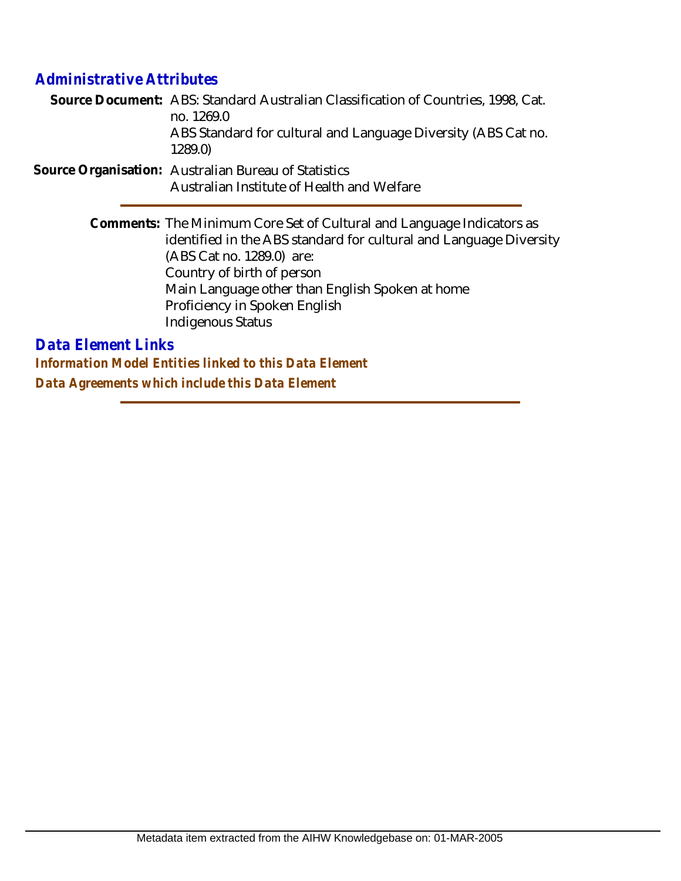## Administrative Attributes

**Source Document:** ABS: Standard Australian Classification of Countries, 1998, Cat. no. 1269.0
ABS Standard for cultural and Language Diversity (ABS Cat no. 1289.0)

**Source Organisation:** Australian Bureau of Statistics
Australian Institute of Health and Welfare

---

**Comments:** The Minimum Core Set of Cultural and Language Indicators as identified in the ABS standard for cultural and Language Diversity (ABS Cat no. 1289.0) are:
Country of birth of person
Main Language other than English Spoken at home
Proficiency in Spoken English
Indigenous Status

## Data Element Links

***Information Model Entities linked to this Data Element***

***Data Agreements which include this Data Element***

---

Metadata item extracted from the AIHW Knowledgebase on: 01-MAR-2005